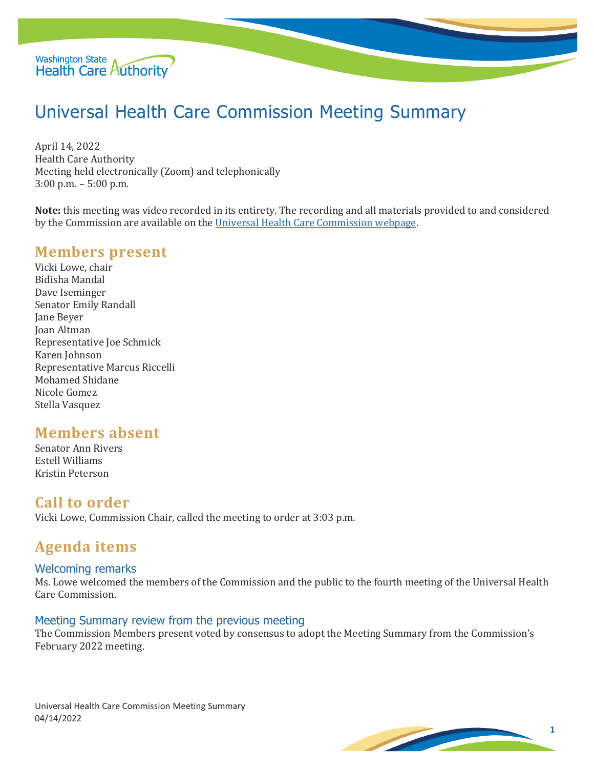Washington State Health Care Authority

# Universal Health Care Commission Meeting Summary

April 14, 2022
Health Care Authority
Meeting held electronically (Zoom) and telephonically
3:00 p.m. – 5:00 p.m.

**Note:** this meeting was video recorded in its entirety. The recording and all materials provided to and considered by the Commission are available on the Universal Health Care Commission webpage.

## Members present

Vicki Lowe, chair
Bidisha Mandal
Dave Iseminger
Senator Emily Randall
Jane Beyer
Joan Altman
Representative Joe Schmick
Karen Johnson
Representative Marcus Riccelli
Mohamed Shidane
Nicole Gomez
Stella Vasquez

## Members absent

Senator Ann Rivers
Estell Williams
Kristin Peterson

## Call to order

Vicki Lowe, Commission Chair, called the meeting to order at 3:03 p.m.

## Agenda items

### Welcoming remarks

Ms. Lowe welcomed the members of the Commission and the public to the fourth meeting of the Universal Health Care Commission.

### Meeting Summary review from the previous meeting

The Commission Members present voted by consensus to adopt the Meeting Summary from the Commission's February 2022 meeting.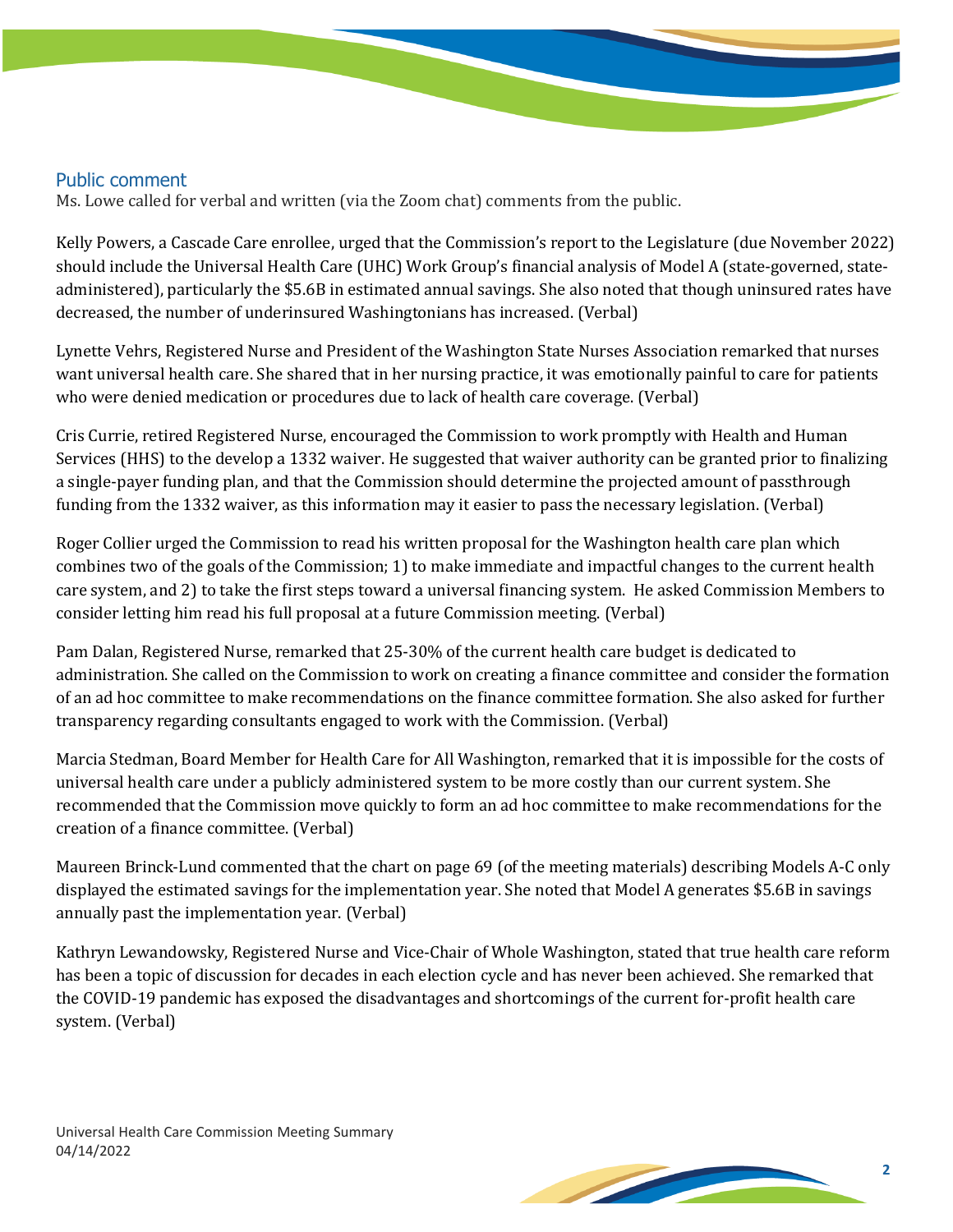## Public comment

Ms. Lowe called for verbal and written (via the Zoom chat) comments from the public.

Kelly Powers, a Cascade Care enrollee, urged that the Commission's report to the Legislature (due November 2022) should include the Universal Health Care (UHC) Work Group's financial analysis of Model A (state-governed, state-administered), particularly the $5.6B in estimated annual savings. She also noted that though uninsured rates have decreased, the number of underinsured Washingtonians has increased. (Verbal)

Lynette Vehrs, Registered Nurse and President of the Washington State Nurses Association remarked that nurses want universal health care. She shared that in her nursing practice, it was emotionally painful to care for patients who were denied medication or procedures due to lack of health care coverage. (Verbal)

Cris Currie, retired Registered Nurse, encouraged the Commission to work promptly with Health and Human Services (HHS) to the develop a 1332 waiver. He suggested that waiver authority can be granted prior to finalizing a single-payer funding plan, and that the Commission should determine the projected amount of passthrough funding from the 1332 waiver, as this information may it easier to pass the necessary legislation. (Verbal)

Roger Collier urged the Commission to read his written proposal for the Washington health care plan which combines two of the goals of the Commission; 1) to make immediate and impactful changes to the current health care system, and 2) to take the first steps toward a universal financing system. He asked Commission Members to consider letting him read his full proposal at a future Commission meeting. (Verbal)

Pam Dalan, Registered Nurse, remarked that 25-30% of the current health care budget is dedicated to administration. She called on the Commission to work on creating a finance committee and consider the formation of an ad hoc committee to make recommendations on the finance committee formation. She also asked for further transparency regarding consultants engaged to work with the Commission. (Verbal)

Marcia Stedman, Board Member for Health Care for All Washington, remarked that it is impossible for the costs of universal health care under a publicly administered system to be more costly than our current system. She recommended that the Commission move quickly to form an ad hoc committee to make recommendations for the creation of a finance committee. (Verbal)

Maureen Brinck-Lund commented that the chart on page 69 (of the meeting materials) describing Models A-C only displayed the estimated savings for the implementation year. She noted that Model A generates $5.6B in savings annually past the implementation year. (Verbal)

Kathryn Lewandowsky, Registered Nurse and Vice-Chair of Whole Washington, stated that true health care reform has been a topic of discussion for decades in each election cycle and has never been achieved. She remarked that the COVID-19 pandemic has exposed the disadvantages and shortcomings of the current for-profit health care system. (Verbal)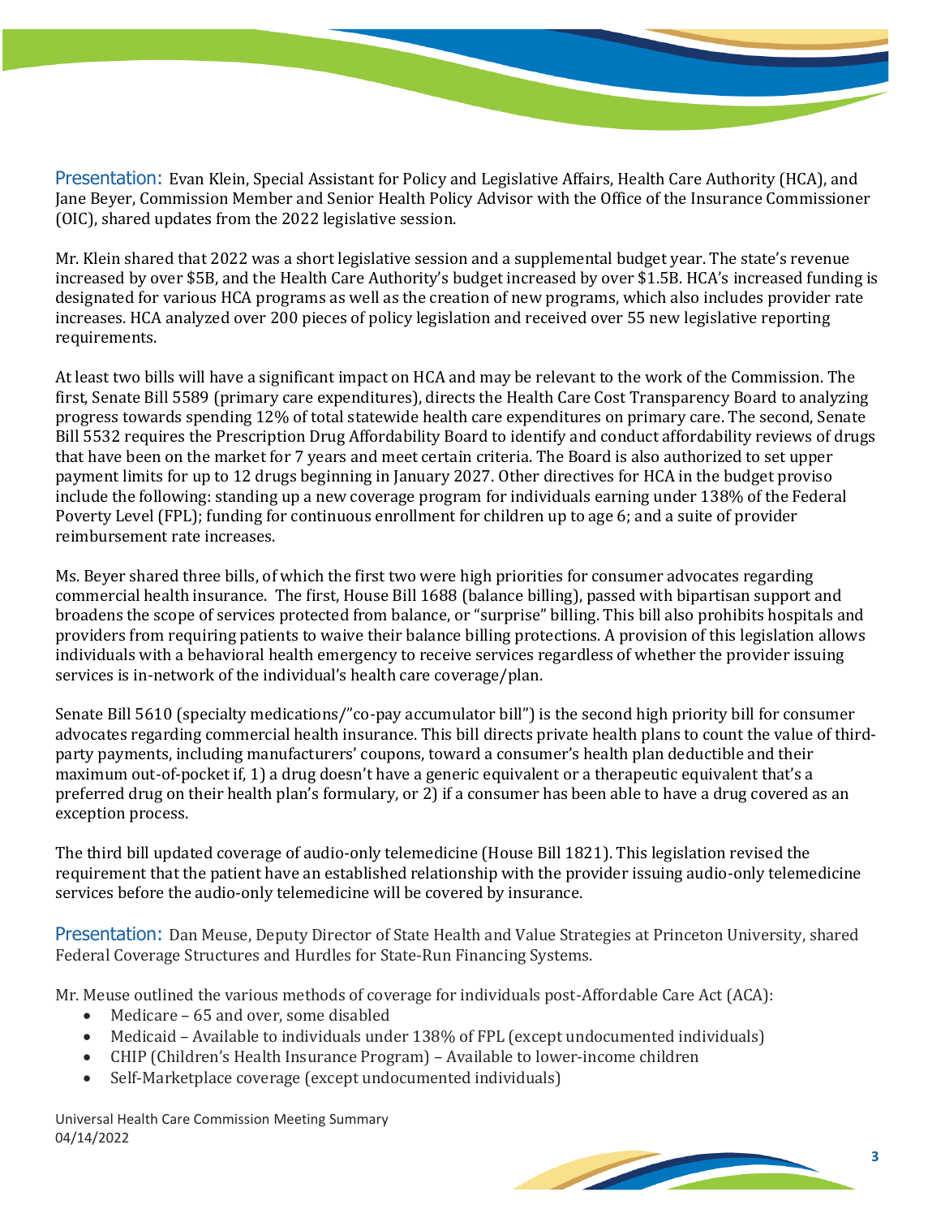Presentation: Evan Klein, Special Assistant for Policy and Legislative Affairs, Health Care Authority (HCA), and Jane Beyer, Commission Member and Senior Health Policy Advisor with the Office of the Insurance Commissioner (OIC), shared updates from the 2022 legislative session.

Mr. Klein shared that 2022 was a short legislative session and a supplemental budget year. The state's revenue increased by over $5B, and the Health Care Authority's budget increased by over $1.5B. HCA's increased funding is designated for various HCA programs as well as the creation of new programs, which also includes provider rate increases. HCA analyzed over 200 pieces of policy legislation and received over 55 new legislative reporting requirements.

At least two bills will have a significant impact on HCA and may be relevant to the work of the Commission. The first, Senate Bill 5589 (primary care expenditures), directs the Health Care Cost Transparency Board to analyzing progress towards spending 12% of total statewide health care expenditures on primary care. The second, Senate Bill 5532 requires the Prescription Drug Affordability Board to identify and conduct affordability reviews of drugs that have been on the market for 7 years and meet certain criteria. The Board is also authorized to set upper payment limits for up to 12 drugs beginning in January 2027. Other directives for HCA in the budget proviso include the following: standing up a new coverage program for individuals earning under 138% of the Federal Poverty Level (FPL); funding for continuous enrollment for children up to age 6; and a suite of provider reimbursement rate increases.

Ms. Beyer shared three bills, of which the first two were high priorities for consumer advocates regarding commercial health insurance. The first, House Bill 1688 (balance billing), passed with bipartisan support and broadens the scope of services protected from balance, or "surprise" billing. This bill also prohibits hospitals and providers from requiring patients to waive their balance billing protections. A provision of this legislation allows individuals with a behavioral health emergency to receive services regardless of whether the provider issuing services is in-network of the individual's health care coverage/plan.

Senate Bill 5610 (specialty medications/"co-pay accumulator bill") is the second high priority bill for consumer advocates regarding commercial health insurance. This bill directs private health plans to count the value of third-party payments, including manufacturers' coupons, toward a consumer's health plan deductible and their maximum out-of-pocket if, 1) a drug doesn't have a generic equivalent or a therapeutic equivalent that's a preferred drug on their health plan's formulary, or 2) if a consumer has been able to have a drug covered as an exception process.

The third bill updated coverage of audio-only telemedicine (House Bill 1821). This legislation revised the requirement that the patient have an established relationship with the provider issuing audio-only telemedicine services before the audio-only telemedicine will be covered by insurance.

Presentation: Dan Meuse, Deputy Director of State Health and Value Strategies at Princeton University, shared Federal Coverage Structures and Hurdles for State-Run Financing Systems.

Mr. Meuse outlined the various methods of coverage for individuals post-Affordable Care Act (ACA):

- Medicare – 65 and over, some disabled
- Medicaid – Available to individuals under 138% of FPL (except undocumented individuals)
- CHIP (Children's Health Insurance Program) – Available to lower-income children
- Self-Marketplace coverage (except undocumented individuals)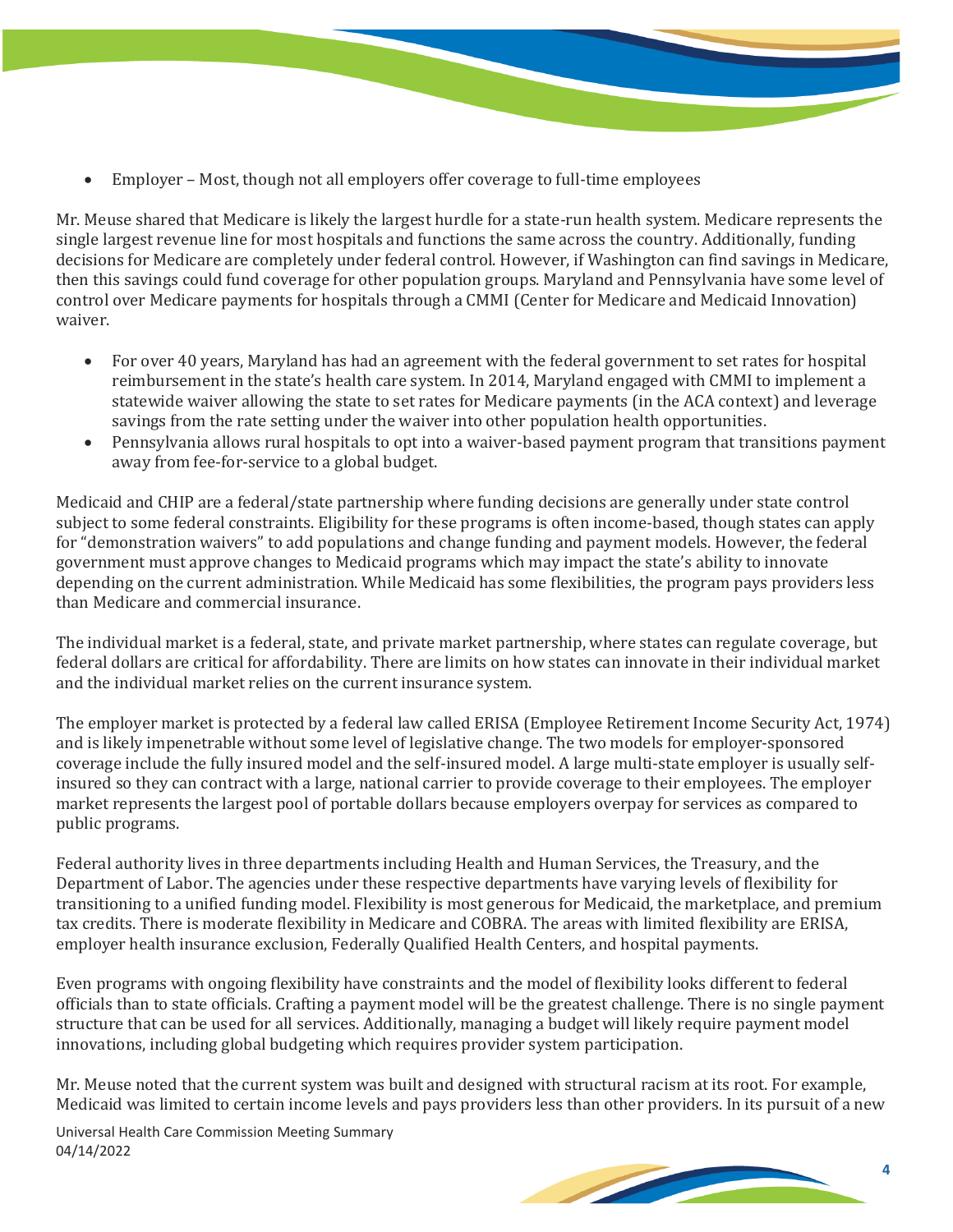- Employer – Most, though not all employers offer coverage to full-time employees

Mr. Meuse shared that Medicare is likely the largest hurdle for a state-run health system. Medicare represents the single largest revenue line for most hospitals and functions the same across the country. Additionally, funding decisions for Medicare are completely under federal control. However, if Washington can find savings in Medicare, then this savings could fund coverage for other population groups. Maryland and Pennsylvania have some level of control over Medicare payments for hospitals through a CMMI (Center for Medicare and Medicaid Innovation) waiver.

- For over 40 years, Maryland has had an agreement with the federal government to set rates for hospital reimbursement in the state's health care system. In 2014, Maryland engaged with CMMI to implement a statewide waiver allowing the state to set rates for Medicare payments (in the ACA context) and leverage savings from the rate setting under the waiver into other population health opportunities.
- Pennsylvania allows rural hospitals to opt into a waiver-based payment program that transitions payment away from fee-for-service to a global budget.

Medicaid and CHIP are a federal/state partnership where funding decisions are generally under state control subject to some federal constraints. Eligibility for these programs is often income-based, though states can apply for "demonstration waivers" to add populations and change funding and payment models. However, the federal government must approve changes to Medicaid programs which may impact the state's ability to innovate depending on the current administration. While Medicaid has some flexibilities, the program pays providers less than Medicare and commercial insurance.

The individual market is a federal, state, and private market partnership, where states can regulate coverage, but federal dollars are critical for affordability. There are limits on how states can innovate in their individual market and the individual market relies on the current insurance system.

The employer market is protected by a federal law called ERISA (Employee Retirement Income Security Act, 1974) and is likely impenetrable without some level of legislative change. The two models for employer-sponsored coverage include the fully insured model and the self-insured model. A large multi-state employer is usually self-insured so they can contract with a large, national carrier to provide coverage to their employees. The employer market represents the largest pool of portable dollars because employers overpay for services as compared to public programs.

Federal authority lives in three departments including Health and Human Services, the Treasury, and the Department of Labor. The agencies under these respective departments have varying levels of flexibility for transitioning to a unified funding model. Flexibility is most generous for Medicaid, the marketplace, and premium tax credits. There is moderate flexibility in Medicare and COBRA. The areas with limited flexibility are ERISA, employer health insurance exclusion, Federally Qualified Health Centers, and hospital payments.

Even programs with ongoing flexibility have constraints and the model of flexibility looks different to federal officials than to state officials. Crafting a payment model will be the greatest challenge. There is no single payment structure that can be used for all services. Additionally, managing a budget will likely require payment model innovations, including global budgeting which requires provider system participation.

Mr. Meuse noted that the current system was built and designed with structural racism at its root. For example, Medicaid was limited to certain income levels and pays providers less than other providers. In its pursuit of a new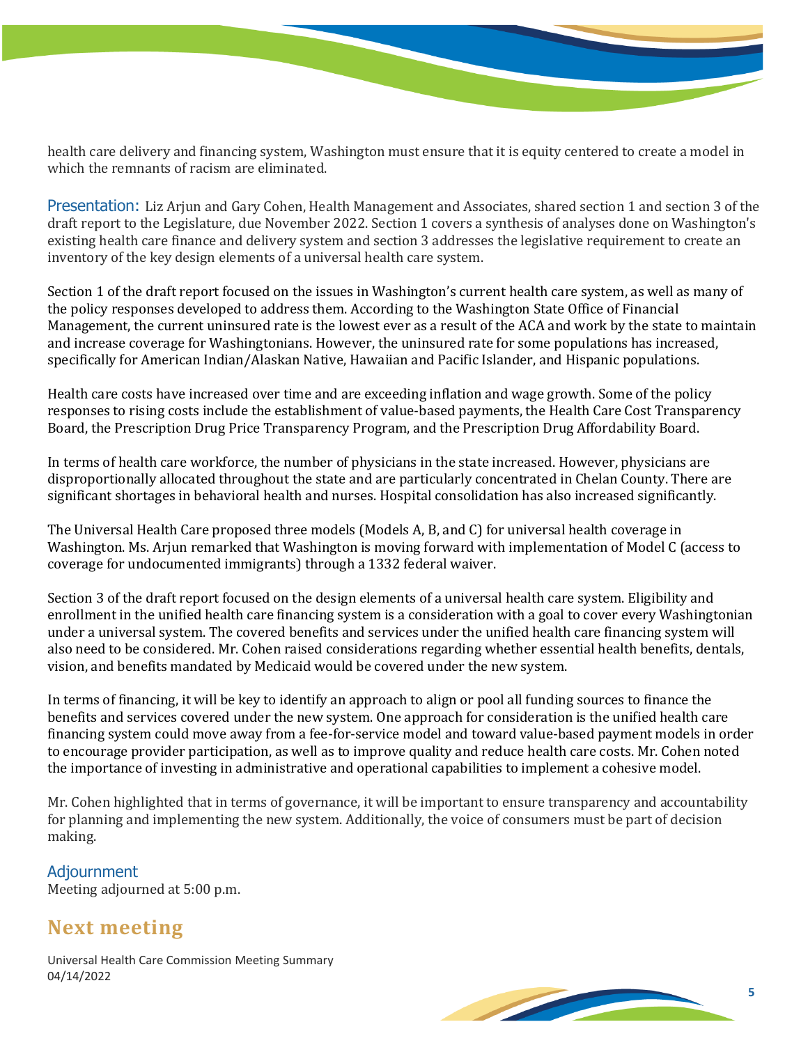health care delivery and financing system, Washington must ensure that it is equity centered to create a model in which the remnants of racism are eliminated.

**Presentation:** Liz Arjun and Gary Cohen, Health Management and Associates, shared section 1 and section 3 of the draft report to the Legislature, due November 2022. Section 1 covers a synthesis of analyses done on Washington's existing health care finance and delivery system and section 3 addresses the legislative requirement to create an inventory of the key design elements of a universal health care system.

Section 1 of the draft report focused on the issues in Washington's current health care system, as well as many of the policy responses developed to address them. According to the Washington State Office of Financial Management, the current uninsured rate is the lowest ever as a result of the ACA and work by the state to maintain and increase coverage for Washingtonians. However, the uninsured rate for some populations has increased, specifically for American Indian/Alaskan Native, Hawaiian and Pacific Islander, and Hispanic populations.

Health care costs have increased over time and are exceeding inflation and wage growth. Some of the policy responses to rising costs include the establishment of value-based payments, the Health Care Cost Transparency Board, the Prescription Drug Price Transparency Program, and the Prescription Drug Affordability Board.

In terms of health care workforce, the number of physicians in the state increased. However, physicians are disproportionally allocated throughout the state and are particularly concentrated in Chelan County. There are significant shortages in behavioral health and nurses. Hospital consolidation has also increased significantly.

The Universal Health Care proposed three models (Models A, B, and C) for universal health coverage in Washington. Ms. Arjun remarked that Washington is moving forward with implementation of Model C (access to coverage for undocumented immigrants) through a 1332 federal waiver.

Section 3 of the draft report focused on the design elements of a universal health care system. Eligibility and enrollment in the unified health care financing system is a consideration with a goal to cover every Washingtonian under a universal system. The covered benefits and services under the unified health care financing system will also need to be considered. Mr. Cohen raised considerations regarding whether essential health benefits, dentals, vision, and benefits mandated by Medicaid would be covered under the new system.

In terms of financing, it will be key to identify an approach to align or pool all funding sources to finance the benefits and services covered under the new system. One approach for consideration is the unified health care financing system could move away from a fee-for-service model and toward value-based payment models in order to encourage provider participation, as well as to improve quality and reduce health care costs. Mr. Cohen noted the importance of investing in administrative and operational capabilities to implement a cohesive model.

Mr. Cohen highlighted that in terms of governance, it will be important to ensure transparency and accountability for planning and implementing the new system. Additionally, the voice of consumers must be part of decision making.

### Adjournment

Meeting adjourned at 5:00 p.m.

## Next meeting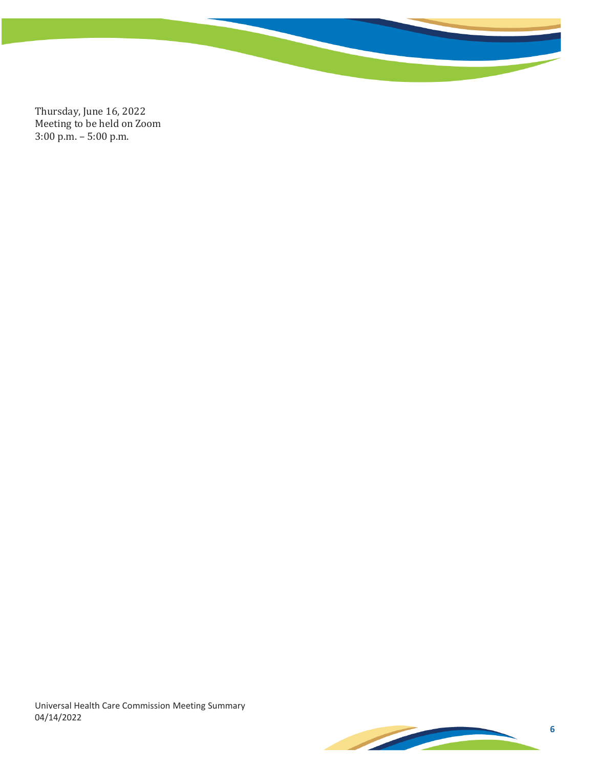Thursday, June 16, 2022
Meeting to be held on Zoom
3:00 p.m. – 5:00 p.m.